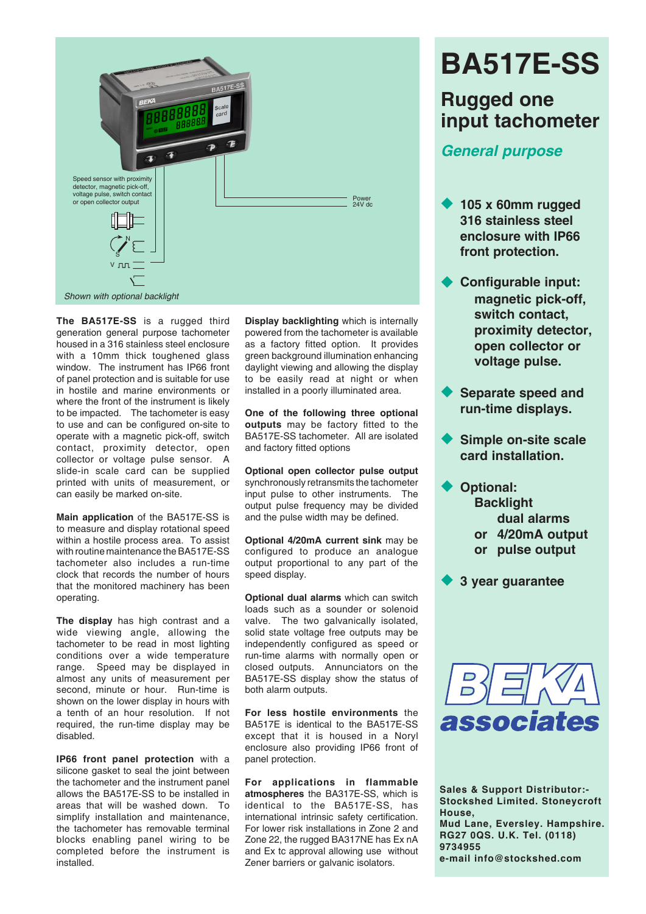# BA517E-SS

## Rugged one input tachometer

### *General purpose*

- **105 x 60mm rugged 316 stainless steel enclosure with IP66 front protection.**
- **Configurable input: magnetic pick-off, switch contact, proximity detector, open collector or voltage pulse.**
- **Separate speed and run-time displays.**
- **Simple on-site scale card installation.**
- **Optional: Backlight dual alarms or 4/20mA output or pulse output**
- **3 year guarantee**

Speed sensor with proximity detector, magnetic pick-off, voltage pulse, switch contact or open collector output

Power 24V dc

*Shown with optional backlight*

**The BA517E-SS** is a rugged third generation general purpose tachometer housed in a 316 stainless steel enclosure with a 10mm thick toughened glass window. The instrument has IP66 front of panel protection and is suitable for use in hostile and marine environments or where the front of the instrument is likely to be impacted. The tachometer is easy to use and can be configured on-site to operate with a magnetic pick-off, switch contact, proximity detector, open collector or voltage pulse sensor. A slide-in scale card can be supplied printed with units of measurement, or can easily be marked on-site.

**Main application** of the BA517E-SS is to measure and display rotational speed within a hostile process area. To assist with routine maintenance the BA517E-SS tachometer also includes a run-time clock that records the number of hours that the monitored machinery has been operating.

**The display** has high contrast and a wide viewing angle, allowing the tachometer to be read in most lighting conditions over a wide temperature range. Speed may be displayed in almost any units of measurement per second, minute or hour. Run-time is shown on the lower display in hours with a tenth of an hour resolution. If not required, the run-time display may be disabled.

**IP66 front panel protection** with a silicone gasket to seal the joint between the tachometer and the instrument panel allows the BA517E-SS to be installed in areas that will be washed down. To simplify installation and maintenance, the tachometer has removable terminal blocks enabling panel wiring to be completed before the instrument is installed.

**Display backlighting** which is internally powered from the tachometer is available as a factory fitted option. It provides green background illumination enhancing daylight viewing and allowing the display to be easily read at night or when installed in a poorly illuminated area.

**One of the following three optional outputs** may be factory fitted to the BA517E-SS tachometer. All are isolated and factory fitted options

**Optional open collector pulse output** synchronously retransmits the tachometer input pulse to other instruments. The output pulse frequency may be divided and the pulse width may be defined.

**Optional 4/20mA current sink** may be configured to produce an analogue output proportional to any part of the speed display.

**Optional dual alarms** which can switch loads such as a sounder or solenoid valve. The two galvanically isolated, solid state voltage free outputs may be independently configured as speed or run-time alarms with normally open or closed outputs. Annunciators on the BA517E-SS display show the status of both alarm outputs.

**For less hostile environments** the BA517E is identical to the BA517E-SS except that it is housed in a Noryl enclosure also providing IP66 front of panel protection.

**For applications in flammable atmospheres** the BA317E-SS, which is identical to the BA517E-SS, has international intrinsic safety certification. For lower risk installations in Zone 2 and Zone 22, the rugged BA317NE has Ex nA and Ex tc approval allowing use without Zener barriers or galvanic isolators.

BEKA associates

**Sales & Support Distributor:-**
**Stockshed Limited. Stoneycroft House,**
**Mud Lane, Eversley. Hampshire. RG27 0QS. U.K. Tel. (0118) 9734955**
**e-mail info@stockshed.com**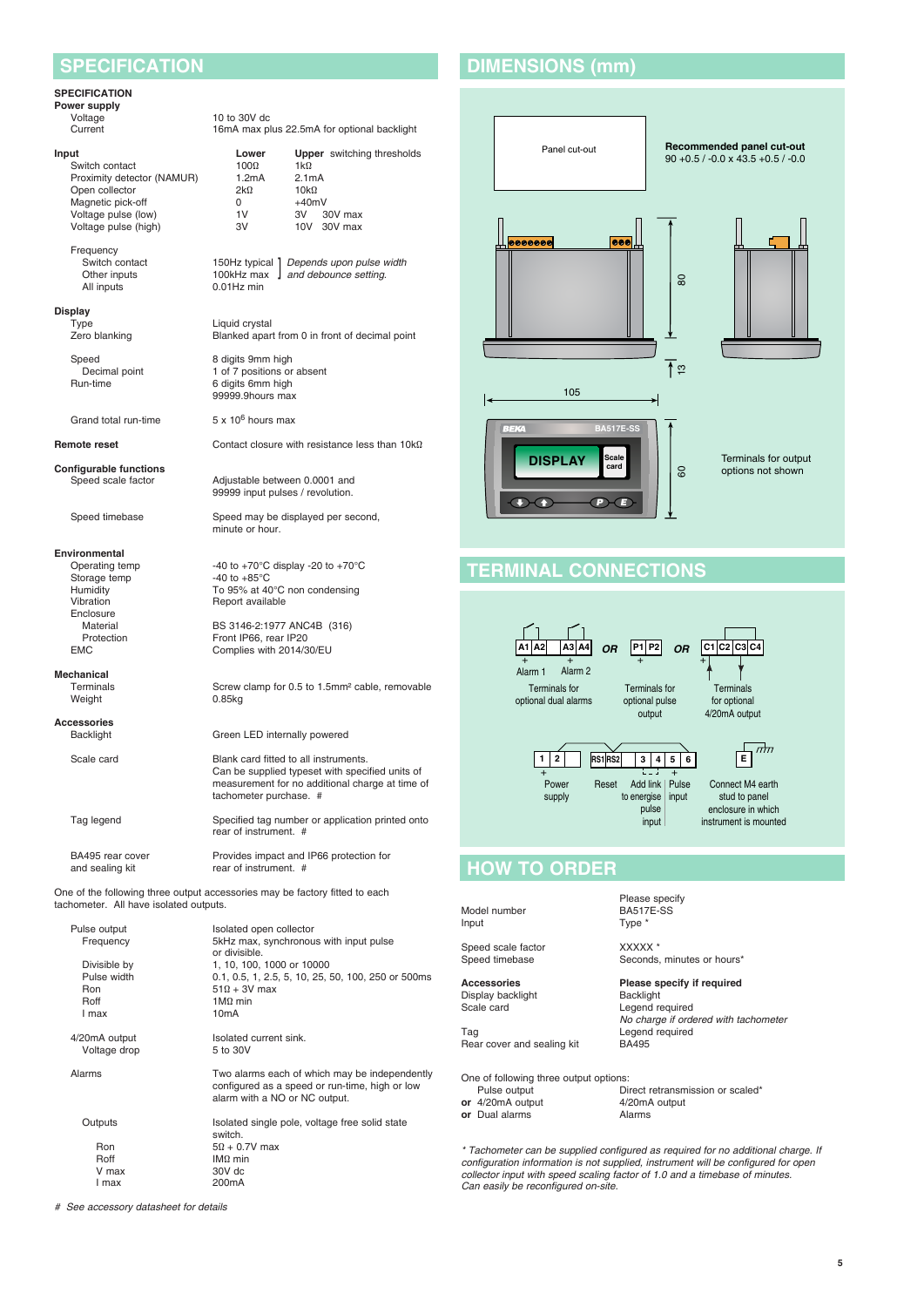## SPECIFICATION

### SPECIFICATION

**Power supply**

| | |
|---|---|
| Voltage | 10 to 30V dc |
| Current | 16mA max plus 22.5mA for optional backlight |

**Input**

| | Lower | Upper switching thresholds |
|---|---|---|
| Switch contact | 100Ω | 1kΩ |
| Proximity detector (NAMUR) | 1.2mA | 2.1mA |
| Open collector | 2kΩ | 10kΩ |
| Magnetic pick-off | 0 | +40mV |
| Voltage pulse (low) | 1V | 3V 30V max |
| Voltage pulse (high) | 3V | 10V 30V max |

Frequency

| | | |
|---|---|---|
| Switch contact | 150Hz typical | *Depends upon pulse width and debounce setting.* |
| Other inputs | 100kHz max | |
| All inputs | 0.01Hz min | |

**Display**

| | |
|---|---|
| Type | Liquid crystal |
| Zero blanking | Blanked apart from 0 in front of decimal point |
| Speed | 8 digits 9mm high |
| Decimal point | 1 of 7 positions or absent |
| Run-time | 6 digits 6mm high<br>99999.9hours max |
| Grand total run-time | 5 x $10^6$ hours max |

**Remote reset** Contact closure with resistance less than 10kΩ

**Configurable functions**

| | |
|---|---|
| Speed scale factor | Adjustable between 0.0001 and 99999 input pulses / revolution. |
| Speed timebase | Speed may be displayed per second, minute or hour. |

**Environmental**

| | |
|---|---|
| Operating temp | -40 to +70°C display -20 to +70°C |
| Storage temp | -40 to +85°C |
| Humidity | To 95% at 40°C non condensing |
| Vibration | Report available |
| Enclosure | |
| Material | BS 3146-2:1977 ANC4B (316) |
| Protection | Front IP66, rear IP20 |
| EMC | Complies with 2014/30/EU |

**Mechanical**

| | |
|---|---|
| Terminals | Screw clamp for 0.5 to 1.5mm² cable, removable |
| Weight | 0.85kg |

**Accessories**

| | |
|---|---|
| Backlight | Green LED internally powered |
| Scale card | Blank card fitted to all instruments. Can be supplied typeset with specified units of measurement for no additional charge at time of tachometer purchase. # |
| Tag legend | Specified tag number or application printed onto rear of instrument. # |
| BA495 rear cover and sealing kit | Provides impact and IP66 protection for rear of instrument. # |

One of the following three output accessories may be factory fitted to each tachometer. All have isolated outputs.

| | |
|---|---|
| Pulse output | Isolated open collector |
| Frequency | 5kHz max, synchronous with input pulse or divisible. |
| Divisible by | 1, 10, 100, 1000 or 10000 |
| Pulse width | 0.1, 0.5, 1, 2.5, 5, 10, 25, 50, 100, 250 or 500ms |
| Ron | 51Ω + 3V max |
| Roff | 1MΩ min |
| I max | 10mA |
| 4/20mA output | Isolated current sink. |
| Voltage drop | 5 to 30V |
| Alarms | Two alarms each of which may be independently configured as a speed or run-time, high or low alarm with a NO or NC output. |
| Outputs | Isolated single pole, voltage free solid state switch. |
| Ron | 5Ω + 0.7V max |
| Roff | lMΩ min |
| V max | 30V dc |
| I max | 200mA |

*# See accessory datasheet for details*

## DIMENSIONS (mm)

Panel cut-out

**Recommended panel cut-out**
90 +0.5 / -0.0 x 43.5 +0.5 / -0.0

80

13

105

BEKA BA517E-SS

DISPLAY

Scale card

P E

60

Terminals for output options not shown

## TERMINAL CONNECTIONS

A1 A2 A3 A4 OR P1 P2 OR C1 C2 C3 C4

Alarm 1 Alarm 2

Terminals for optional dual alarms

Terminals for optional pulse output

Terminals for optional 4/20mA output

1 2 RS1 RS2 3 4 5 6 E

Power supply

Reset

Add link to energise pulse input

Pulse input

Connect M4 earth stud to panel enclosure in which instrument is mounted

## HOW TO ORDER

| | Please specify |
|---|---|
| Model number | BA517E-SS |
| Input | Type * |
| Speed scale factor | XXXXX * |
| Speed timebase | Seconds, minutes or hours* |
| **Accessories** | **Please specify if required** |
| Display backlight | Backlight |
| Scale card | Legend required<br>*No charge if ordered with tachometer* |
| Tag | Legend required |
| Rear cover and sealing kit | BA495 |

One of following three output options:

| | |
|---|---|
| Pulse output | Direct retransmission or scaled* |
| **or** 4/20mA output | 4/20mA output |
| **or** Dual alarms | Alarms |

*\* Tachometer can be supplied configured as required for no additional charge. If configuration information is not supplied, instrument will be configured for open collector input with speed scaling factor of 1.0 and a timebase of minutes. Can easily be reconfigured on-site.*